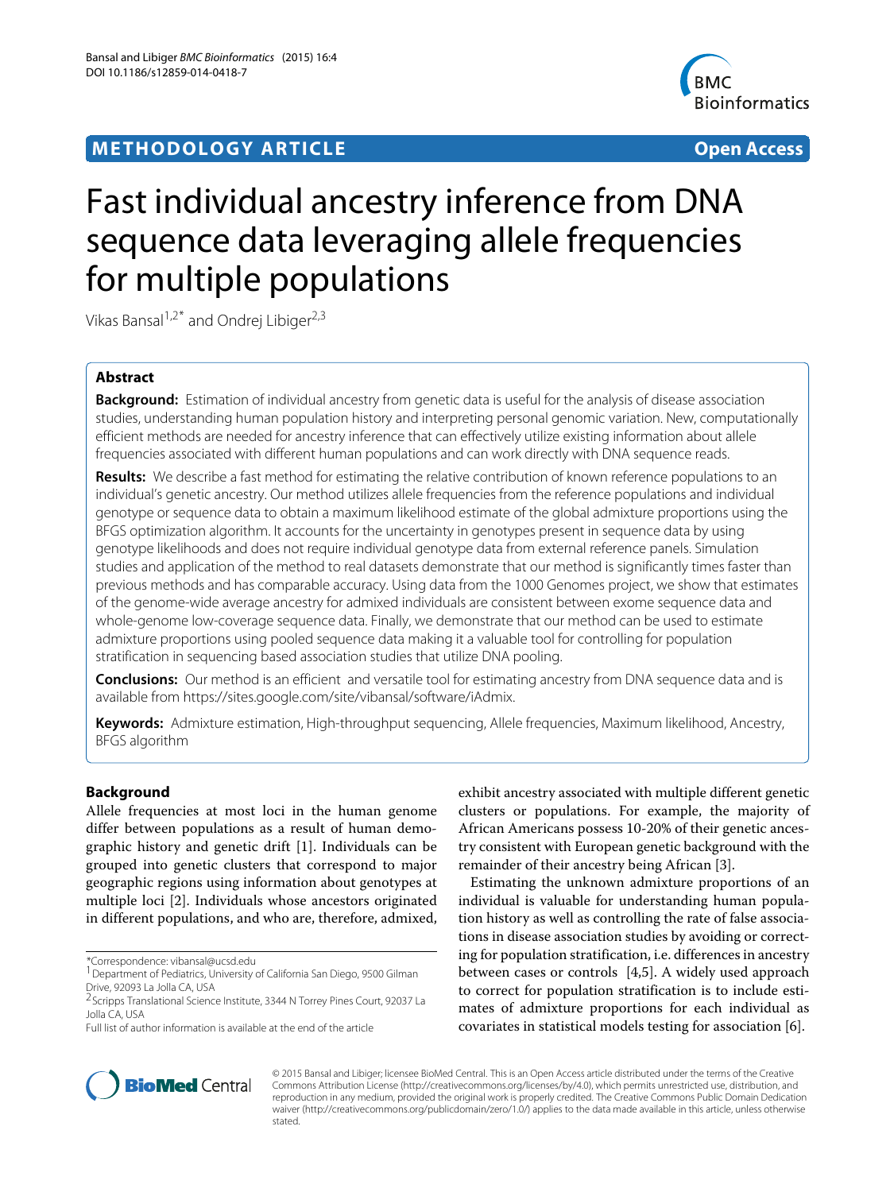**METHODOLOGY ARTICLE** **Open Access**

# Fast individual ancestry inference from DNA sequence data leveraging allele frequencies for multiple populations

Vikas Bansal[1,2*] and Ondrej Libiger[2,3]

## Abstract

**Background:** Estimation of individual ancestry from genetic data is useful for the analysis of disease association studies, understanding human population history and interpreting personal genomic variation. New, computationally efficient methods are needed for ancestry inference that can effectively utilize existing information about allele frequencies associated with different human populations and can work directly with DNA sequence reads.

**Results:** We describe a fast method for estimating the relative contribution of known reference populations to an individual's genetic ancestry. Our method utilizes allele frequencies from the reference populations and individual genotype or sequence data to obtain a maximum likelihood estimate of the global admixture proportions using the BFGS optimization algorithm. It accounts for the uncertainty in genotypes present in sequence data by using genotype likelihoods and does not require individual genotype data from external reference panels. Simulation studies and application of the method to real datasets demonstrate that our method is significantly times faster than previous methods and has comparable accuracy. Using data from the 1000 Genomes project, we show that estimates of the genome-wide average ancestry for admixed individuals are consistent between exome sequence data and whole-genome low-coverage sequence data. Finally, we demonstrate that our method can be used to estimate admixture proportions using pooled sequence data making it a valuable tool for controlling for population stratification in sequencing based association studies that utilize DNA pooling.

**Conclusions:** Our method is an efficient and versatile tool for estimating ancestry from DNA sequence data and is available from https://sites.google.com/site/vibansal/software/iAdmix.

**Keywords:** Admixture estimation, High-throughput sequencing, Allele frequencies, Maximum likelihood, Ancestry, BFGS algorithm

## Background

Allele frequencies at most loci in the human genome differ between populations as a result of human demographic history and genetic drift [1]. Individuals can be grouped into genetic clusters that correspond to major geographic regions using information about genotypes at multiple loci [2]. Individuals whose ancestors originated in different populations, and who are, therefore, admixed, exhibit ancestry associated with multiple different genetic clusters or populations. For example, the majority of African Americans possess 10-20% of their genetic ancestry consistent with European genetic background with the remainder of their ancestry being African [3].

Estimating the unknown admixture proportions of an individual is valuable for understanding human population history as well as controlling the rate of false associations in disease association studies by avoiding or correcting for population stratification, i.e. differences in ancestry between cases or controls [4,5]. A widely used approach to correct for population stratification is to include estimates of admixture proportions for each individual as covariates in statistical models testing for association [6].

*Correspondence: vibansal@ucsd.edu

[1] Department of Pediatrics, University of California San Diego, 9500 Gilman Drive, 92093 La Jolla CA, USA

[2] Scripps Translational Science Institute, 3344 N Torrey Pines Court, 92037 La Jolla CA, USA

Full list of author information is available at the end of the article

© 2015 Bansal and Libiger; licensee BioMed Central. This is an Open Access article distributed under the terms of the Creative Commons Attribution License (http://creativecommons.org/licenses/by/4.0), which permits unrestricted use, distribution, and reproduction in any medium, provided the original work is properly credited. The Creative Commons Public Domain Dedication waiver (http://creativecommons.org/publicdomain/zero/1.0/) applies to the data made available in this article, unless otherwise stated.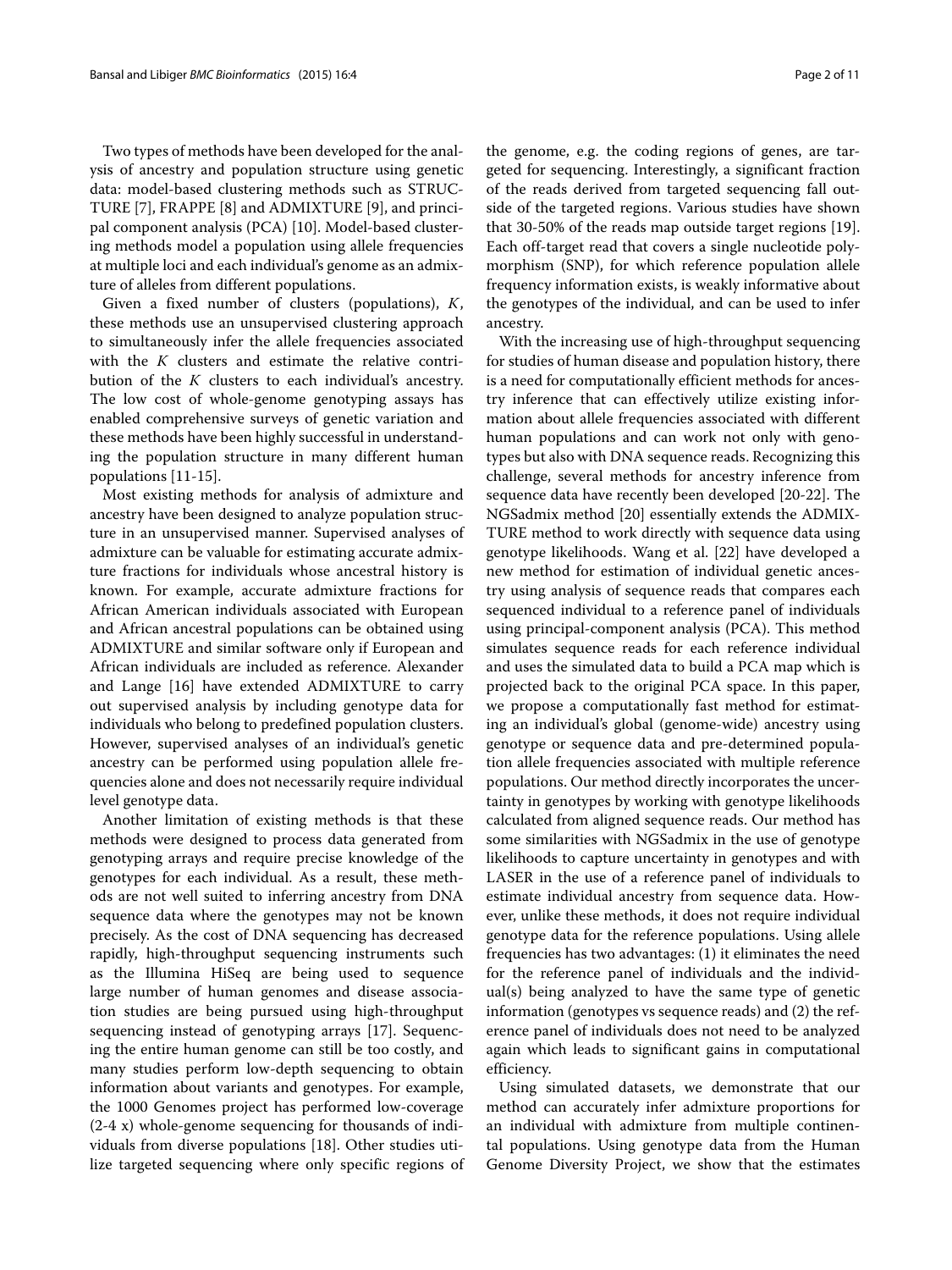Two types of methods have been developed for the analysis of ancestry and population structure using genetic data: model-based clustering methods such as STRUCTURE [7], FRAPPE [8] and ADMIXTURE [9], and principal component analysis (PCA) [10]. Model-based clustering methods model a population using allele frequencies at multiple loci and each individual's genome as an admixture of alleles from different populations.

Given a fixed number of clusters (populations), $K$, these methods use an unsupervised clustering approach to simultaneously infer the allele frequencies associated with the $K$ clusters and estimate the relative contribution of the $K$ clusters to each individual's ancestry. The low cost of whole-genome genotyping assays has enabled comprehensive surveys of genetic variation and these methods have been highly successful in understanding the population structure in many different human populations [11-15].

Most existing methods for analysis of admixture and ancestry have been designed to analyze population structure in an unsupervised manner. Supervised analyses of admixture can be valuable for estimating accurate admixture fractions for individuals whose ancestral history is known. For example, accurate admixture fractions for African American individuals associated with European and African ancestral populations can be obtained using ADMIXTURE and similar software only if European and African individuals are included as reference. Alexander and Lange [16] have extended ADMIXTURE to carry out supervised analysis by including genotype data for individuals who belong to predefined population clusters. However, supervised analyses of an individual's genetic ancestry can be performed using population allele frequencies alone and does not necessarily require individual level genotype data.

Another limitation of existing methods is that these methods were designed to process data generated from genotyping arrays and require precise knowledge of the genotypes for each individual. As a result, these methods are not well suited to inferring ancestry from DNA sequence data where the genotypes may not be known precisely. As the cost of DNA sequencing has decreased rapidly, high-throughput sequencing instruments such as the Illumina HiSeq are being used to sequence large number of human genomes and disease association studies are being pursued using high-throughput sequencing instead of genotyping arrays [17]. Sequencing the entire human genome can still be too costly, and many studies perform low-depth sequencing to obtain information about variants and genotypes. For example, the 1000 Genomes project has performed low-coverage (2-4 x) whole-genome sequencing for thousands of individuals from diverse populations [18]. Other studies utilize targeted sequencing where only specific regions of the genome, e.g. the coding regions of genes, are targeted for sequencing. Interestingly, a significant fraction of the reads derived from targeted sequencing fall outside of the targeted regions. Various studies have shown that 30-50% of the reads map outside target regions [19]. Each off-target read that covers a single nucleotide polymorphism (SNP), for which reference population allele frequency information exists, is weakly informative about the genotypes of the individual, and can be used to infer ancestry.

With the increasing use of high-throughput sequencing for studies of human disease and population history, there is a need for computationally efficient methods for ancestry inference that can effectively utilize existing information about allele frequencies associated with different human populations and can work not only with genotypes but also with DNA sequence reads. Recognizing this challenge, several methods for ancestry inference from sequence data have recently been developed [20-22]. The NGSadmix method [20] essentially extends the ADMIXTURE method to work directly with sequence data using genotype likelihoods. Wang et al. [22] have developed a new method for estimation of individual genetic ancestry using analysis of sequence reads that compares each sequenced individual to a reference panel of individuals using principal-component analysis (PCA). This method simulates sequence reads for each reference individual and uses the simulated data to build a PCA map which is projected back to the original PCA space. In this paper, we propose a computationally fast method for estimating an individual's global (genome-wide) ancestry using genotype or sequence data and pre-determined population allele frequencies associated with multiple reference populations. Our method directly incorporates the uncertainty in genotypes by working with genotype likelihoods calculated from aligned sequence reads. Our method has some similarities with NGSadmix in the use of genotype likelihoods to capture uncertainty in genotypes and with LASER in the use of a reference panel of individuals to estimate individual ancestry from sequence data. However, unlike these methods, it does not require individual genotype data for the reference populations. Using allele frequencies has two advantages: (1) it eliminates the need for the reference panel of individuals and the individual(s) being analyzed to have the same type of genetic information (genotypes vs sequence reads) and (2) the reference panel of individuals does not need to be analyzed again which leads to significant gains in computational efficiency.

Using simulated datasets, we demonstrate that our method can accurately infer admixture proportions for an individual with admixture from multiple continental populations. Using genotype data from the Human Genome Diversity Project, we show that the estimates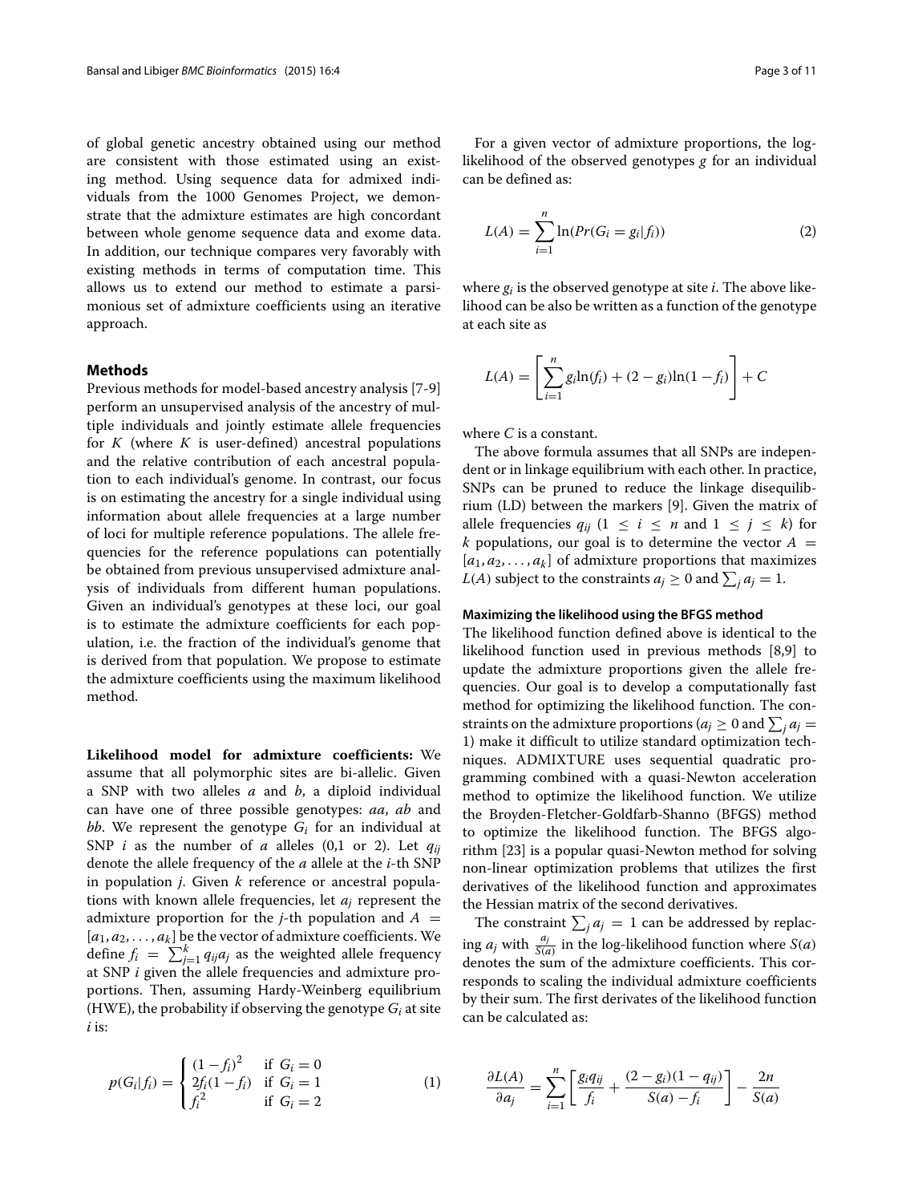of global genetic ancestry obtained using our method are consistent with those estimated using an existing method. Using sequence data for admixed individuals from the 1000 Genomes Project, we demonstrate that the admixture estimates are high concordant between whole genome sequence data and exome data. In addition, our technique compares very favorably with existing methods in terms of computation time. This allows us to extend our method to estimate a parsimonious set of admixture coefficients using an iterative approach.

## Methods

Previous methods for model-based ancestry analysis [7-9] perform an unsupervised analysis of the ancestry of multiple individuals and jointly estimate allele frequencies for $K$ (where $K$ is user-defined) ancestral populations and the relative contribution of each ancestral population to each individual's genome. In contrast, our focus is on estimating the ancestry for a single individual using information about allele frequencies at a large number of loci for multiple reference populations. The allele frequencies for the reference populations can potentially be obtained from previous unsupervised admixture analysis of individuals from different human populations. Given an individual's genotypes at these loci, our goal is to estimate the admixture coefficients for each population, i.e. the fraction of the individual's genome that is derived from that population. We propose to estimate the admixture coefficients using the maximum likelihood method.

**Likelihood model for admixture coefficients:** We assume that all polymorphic sites are bi-allelic. Given a SNP with two alleles $a$ and $b$, a diploid individual can have one of three possible genotypes: $aa$, $ab$ and $bb$. We represent the genotype $G_i$ for an individual at SNP $i$ as the number of $a$ alleles (0,1 or 2). Let $q_{ij}$ denote the allele frequency of the $a$ allele at the $i$-th SNP in population $j$. Given $k$ reference or ancestral populations with known allele frequencies, let $a_j$ represent the admixture proportion for the $j$-th population and $A = [a_1, a_2, \ldots, a_k]$ be the vector of admixture coefficients. We define $f_i = \sum_{j=1}^{k} q_{ij} a_j$ as the weighted allele frequency at SNP $i$ given the allele frequencies and admixture proportions. Then, assuming Hardy-Weinberg equilibrium (HWE), the probability if observing the genotype $G_i$ at site $i$ is:

$$p(G_i|f_i) = \begin{cases} (1-f_i)^2 & \text{if } G_i = 0 \\ 2f_i(1-f_i) & \text{if } G_i = 1 \\ f_i^2 & \text{if } G_i = 2 \end{cases} \tag{1}$$

For a given vector of admixture proportions, the log-likelihood of the observed genotypes $g$ for an individual can be defined as:

$$L(A) = \sum_{i=1}^{n} \ln(Pr(G_i = g_i|f_i)) \tag{2}$$

where $g_i$ is the observed genotype at site $i$. The above likelihood can be also be written as a function of the genotype at each site as

$$L(A) = \left[ \sum_{i=1}^{n} g_i \ln(f_i) + (2 - g_i) \ln(1 - f_i) \right] + C$$

where $C$ is a constant.

The above formula assumes that all SNPs are independent or in linkage equilibrium with each other. In practice, SNPs can be pruned to reduce the linkage disequilibrium (LD) between the markers [9]. Given the matrix of allele frequencies $q_{ij}$ ($1 \leq i \leq n$ and $1 \leq j \leq k$) for $k$ populations, our goal is to determine the vector $A = [a_1, a_2, \ldots, a_k]$ of admixture proportions that maximizes $L(A)$ subject to the constraints $a_j \geq 0$ and $\sum_j a_j = 1$.

#### Maximizing the likelihood using the BFGS method

The likelihood function defined above is identical to the likelihood function used in previous methods [8,9] to update the admixture proportions given the allele frequencies. Our goal is to develop a computationally fast method for optimizing the likelihood function. The constraints on the admixture proportions ($a_j \geq 0$ and $\sum_j a_j = 1$) make it difficult to utilize standard optimization techniques. ADMIXTURE uses sequential quadratic programming combined with a quasi-Newton acceleration method to optimize the likelihood function. We utilize the Broyden-Fletcher-Goldfarb-Shanno (BFGS) method to optimize the likelihood function. The BFGS algorithm [23] is a popular quasi-Newton method for solving non-linear optimization problems that utilizes the first derivatives of the likelihood function and approximates the Hessian matrix of the second derivatives.

The constraint $\sum_j a_j = 1$ can be addressed by replacing $a_j$ with $\frac{a_j}{S(a)}$ in the log-likelihood function where $S(a)$ denotes the sum of the admixture coefficients. This corresponds to scaling the individual admixture coefficients by their sum. The first derivates of the likelihood function can be calculated as:

$$\frac{\partial L(A)}{\partial a_j} = \sum_{i=1}^{n} \left[ \frac{g_i q_{ij}}{f_i} + \frac{(2 - g_i)(1 - q_{ij})}{S(a) - f_i} \right] - \frac{2n}{S(a)}$$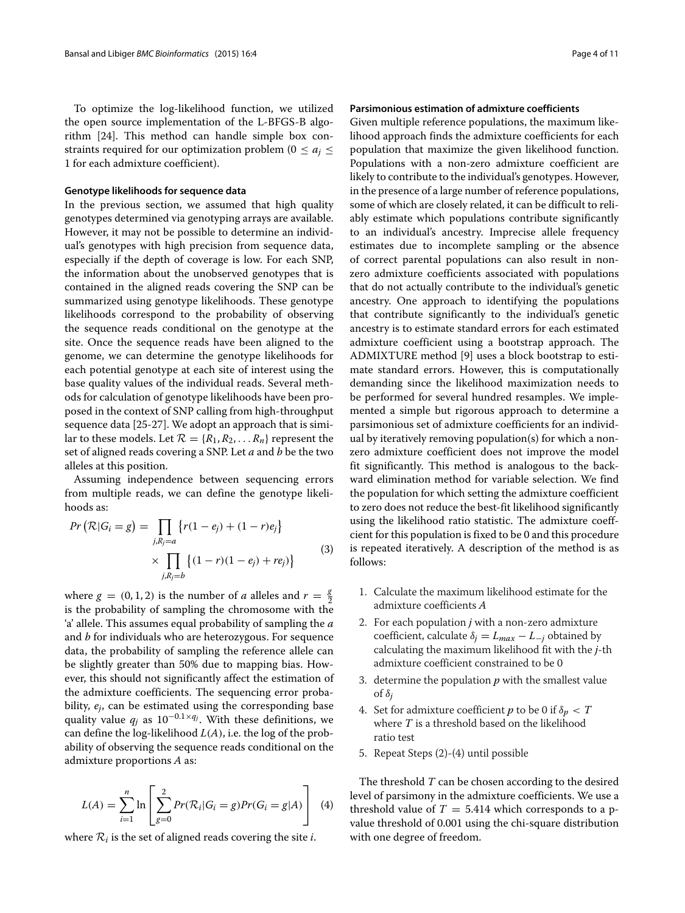To optimize the log-likelihood function, we utilized the open source implementation of the L-BFGS-B algorithm [24]. This method can handle simple box constraints required for our optimization problem ($0 \leq a_j \leq 1$ for each admixture coefficient).

#### Genotype likelihoods for sequence data

In the previous section, we assumed that high quality genotypes determined via genotyping arrays are available. However, it may not be possible to determine an individual's genotypes with high precision from sequence data, especially if the depth of coverage is low. For each SNP, the information about the unobserved genotypes that is contained in the aligned reads covering the SNP can be summarized using genotype likelihoods. These genotype likelihoods correspond to the probability of observing the sequence reads conditional on the genotype at the site. Once the sequence reads have been aligned to the genome, we can determine the genotype likelihoods for each potential genotype at each site of interest using the base quality values of the individual reads. Several methods for calculation of genotype likelihoods have been proposed in the context of SNP calling from high-throughput sequence data [25-27]. We adopt an approach that is similar to these models. Let $\mathcal{R} = \{R_1, R_2, \ldots R_n\}$ represent the set of aligned reads covering a SNP. Let $a$ and $b$ be the two alleles at this position.

Assuming independence between sequencing errors from multiple reads, we can define the genotype likelihoods as:

$$Pr\left(\mathcal{R}|G_i = g\right) = \prod_{j, R_j = a} \left\{r(1-e_j) + (1-r)e_j\right\} \times \prod_{j, R_j = b} \left\{(1-r)(1-e_j) + re_j\right\} \tag{3}$$

where $g = (0, 1, 2)$ is the number of $a$ alleles and $r = \frac{g}{2}$ is the probability of sampling the chromosome with the 'a' allele. This assumes equal probability of sampling the $a$ and $b$ for individuals who are heterozygous. For sequence data, the probability of sampling the reference allele can be slightly greater than 50% due to mapping bias. However, this should not significantly affect the estimation of the admixture coefficients. The sequencing error probability, $e_j$, can be estimated using the corresponding base quality value $q_j$ as $10^{-0.1 \times q_j}$. With these definitions, we can define the log-likelihood $L(A)$, i.e. the log of the probability of observing the sequence reads conditional on the admixture proportions $A$ as:

$$L(A) = \sum_{i=1}^{n} \ln \left[ \sum_{g=0}^{2} Pr(\mathcal{R}_i|G_i = g) Pr(G_i = g|A) \right] \tag{4}$$

where $\mathcal{R}_i$ is the set of aligned reads covering the site $i$.

#### Parsimonious estimation of admixture coefficients

Given multiple reference populations, the maximum likelihood approach finds the admixture coefficients for each population that maximize the given likelihood function. Populations with a non-zero admixture coefficient are likely to contribute to the individual's genotypes. However, in the presence of a large number of reference populations, some of which are closely related, it can be difficult to reliably estimate which populations contribute significantly to an individual's ancestry. Imprecise allele frequency estimates due to incomplete sampling or the absence of correct parental populations can also result in non-zero admixture coefficients associated with populations that do not actually contribute to the individual's genetic ancestry. One approach to identifying the populations that contribute significantly to the individual's genetic ancestry is to estimate standard errors for each estimated admixture coefficient using a bootstrap approach. The ADMIXTURE method [9] uses a block bootstrap to estimate standard errors. However, this is computationally demanding since the likelihood maximization needs to be performed for several hundred resamples. We implemented a simple but rigorous approach to determine a parsimonious set of admixture coefficients for an individual by iteratively removing population(s) for which a non-zero admixture coefficient does not improve the model fit significantly. This method is analogous to the backward elimination method for variable selection. We find the population for which setting the admixture coefficient to zero does not reduce the best-fit likelihood significantly using the likelihood ratio statistic. The admixture coefficient for this population is fixed to be 0 and this procedure is repeated iteratively. A description of the method is as follows:

1. Calculate the maximum likelihood estimate for the admixture coefficients $A$
2. For each population $j$ with a non-zero admixture coefficient, calculate $\delta_j = L_{max} - L_{-j}$ obtained by calculating the maximum likelihood fit with the $j$-th admixture coefficient constrained to be 0
3. determine the population $p$ with the smallest value of $\delta_j$
4. Set for admixture coefficient $p$ to be 0 if $\delta_p < T$ where $T$ is a threshold based on the likelihood ratio test
5. Repeat Steps (2)-(4) until possible

The threshold $T$ can be chosen according to the desired level of parsimony in the admixture coefficients. We use a threshold value of $T = 5.414$ which corresponds to a p-value threshold of 0.001 using the chi-square distribution with one degree of freedom.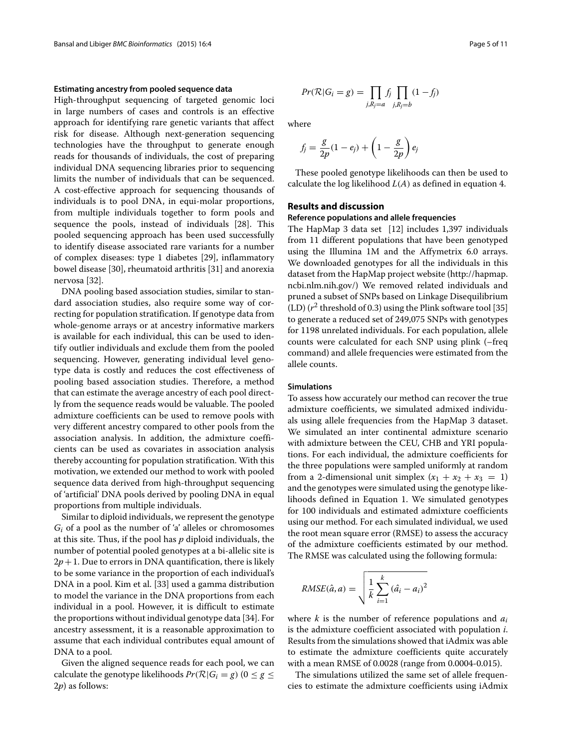#### Estimating ancestry from pooled sequence data

High-throughput sequencing of targeted genomic loci in large numbers of cases and controls is an effective approach for identifying rare genetic variants that affect risk for disease. Although next-generation sequencing technologies have the throughput to generate enough reads for thousands of individuals, the cost of preparing individual DNA sequencing libraries prior to sequencing limits the number of individuals that can be sequenced. A cost-effective approach for sequencing thousands of individuals is to pool DNA, in equi-molar proportions, from multiple individuals together to form pools and sequence the pools, instead of individuals [28]. This pooled sequencing approach has been used successfully to identify disease associated rare variants for a number of complex diseases: type 1 diabetes [29], inflammatory bowel disease [30], rheumatoid arthritis [31] and anorexia nervosa [32].

DNA pooling based association studies, similar to standard association studies, also require some way of correcting for population stratification. If genotype data from whole-genome arrays or at ancestry informative markers is available for each individual, this can be used to identify outlier individuals and exclude them from the pooled sequencing. However, generating individual level genotype data is costly and reduces the cost effectiveness of pooling based association studies. Therefore, a method that can estimate the average ancestry of each pool directly from the sequence reads would be valuable. The pooled admixture coefficients can be used to remove pools with very different ancestry compared to other pools from the association analysis. In addition, the admixture coefficients can be used as covariates in association analysis thereby accounting for population stratification. With this motivation, we extended our method to work with pooled sequence data derived from high-throughput sequencing of 'artificial' DNA pools derived by pooling DNA in equal proportions from multiple individuals.

Similar to diploid individuals, we represent the genotype $G_i$ of a pool as the number of 'a' alleles or chromosomes at this site. Thus, if the pool has $p$ diploid individuals, the number of potential pooled genotypes at a bi-allelic site is $2p+1$. Due to errors in DNA quantification, there is likely to be some variance in the proportion of each individual's DNA in a pool. Kim et al. [33] used a gamma distribution to model the variance in the DNA proportions from each individual in a pool. However, it is difficult to estimate the proportions without individual genotype data [34]. For ancestry assessment, it is a reasonable approximation to assume that each individual contributes equal amount of DNA to a pool.

Given the aligned sequence reads for each pool, we can calculate the genotype likelihoods $Pr(\mathcal{R}|G_i = g)$ $(0 \leq g \leq 2p)$ as follows:

$$Pr(\mathcal{R}|G_i = g) = \prod_{j,R_j=a} f_j \prod_{j,R_j=b} (1 - f_j)$$

where

$$f_j = \frac{g}{2p}(1 - e_j) + \left(1 - \frac{g}{2p}\right) e_j$$

These pooled genotype likelihoods can then be used to calculate the log likelihood $L(A)$ as defined in equation 4.

## Results and discussion

#### Reference populations and allele frequencies

The HapMap 3 data set [12] includes 1,397 individuals from 11 different populations that have been genotyped using the Illumina 1M and the Affymetrix 6.0 arrays. We downloaded genotypes for all the individuals in this dataset from the HapMap project website (http://hapmap.ncbi.nlm.nih.gov/) We removed related individuals and pruned a subset of SNPs based on Linkage Disequilibrium (LD) ($r^2$ threshold of 0.3) using the Plink software tool [35] to generate a reduced set of 249,075 SNPs with genotypes for 1198 unrelated individuals. For each population, allele counts were calculated for each SNP using plink (–freq command) and allele frequencies were estimated from the allele counts.

#### Simulations

To assess how accurately our method can recover the true admixture coefficients, we simulated admixed individuals using allele frequencies from the HapMap 3 dataset. We simulated an inter continental admixture scenario with admixture between the CEU, CHB and YRI populations. For each individual, the admixture coefficients for the three populations were sampled uniformly at random from a 2-dimensional unit simplex $(x_1 + x_2 + x_3 = 1)$ and the genotypes were simulated using the genotype likelihoods defined in Equation 1. We simulated genotypes for 100 individuals and estimated admixture coefficients using our method. For each simulated individual, we used the root mean square error (RMSE) to assess the accuracy of the admixture coefficients estimated by our method. The RMSE was calculated using the following formula:

$$RMSE(\hat{a}, a) = \sqrt{\frac{1}{k} \sum_{i=1}^{k} (\hat{a_i} - a_i)^2}$$

where $k$ is the number of reference populations and $a_i$ is the admixture coefficient associated with population $i$. Results from the simulations showed that iAdmix was able to estimate the admixture coefficients quite accurately with a mean RMSE of 0.0028 (range from 0.0004-0.015).

The simulations utilized the same set of allele frequencies to estimate the admixture coefficients using iAdmix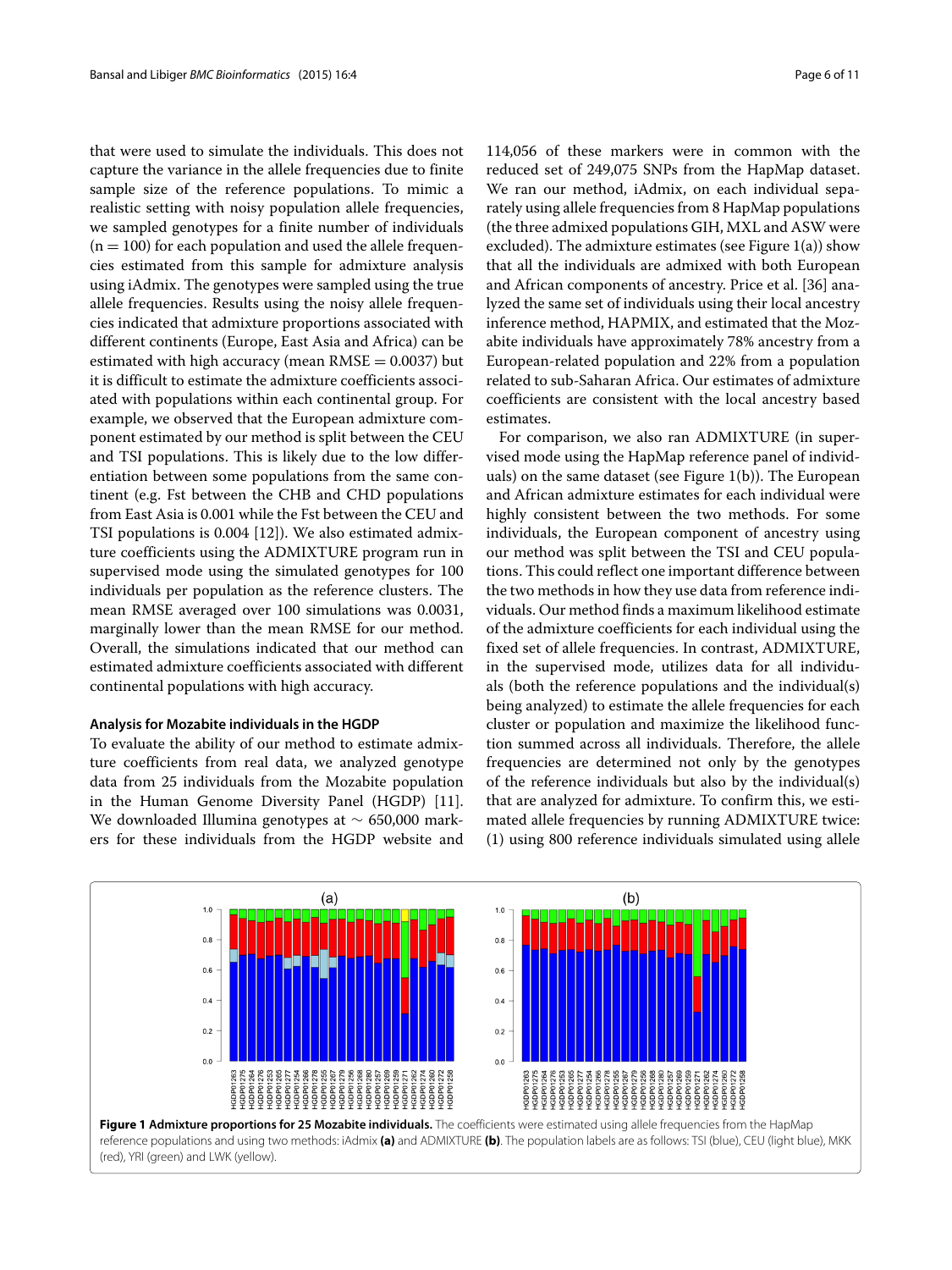that were used to simulate the individuals. This does not capture the variance in the allele frequencies due to finite sample size of the reference populations. To mimic a realistic setting with noisy population allele frequencies, we sampled genotypes for a finite number of individuals ($n = 100$) for each population and used the allele frequencies estimated from this sample for admixture analysis using iAdmix. The genotypes were sampled using the true allele frequencies. Results using the noisy allele frequencies indicated that admixture proportions associated with different continents (Europe, East Asia and Africa) can be estimated with high accuracy (mean RMSE = 0.0037) but it is difficult to estimate the admixture coefficients associated with populations within each continental group. For example, we observed that the European admixture component estimated by our method is split between the CEU and TSI populations. This is likely due to the low differentiation between some populations from the same continent (e.g. Fst between the CHB and CHD populations from East Asia is 0.001 while the Fst between the CEU and TSI populations is 0.004 [12]). We also estimated admixture coefficients using the ADMIXTURE program run in supervised mode using the simulated genotypes for 100 individuals per population as the reference clusters. The mean RMSE averaged over 100 simulations was 0.0031, marginally lower than the mean RMSE for our method. Overall, the simulations indicated that our method can estimated admixture coefficients associated with different continental populations with high accuracy.

### Analysis for Mozabite individuals in the HGDP

To evaluate the ability of our method to estimate admixture coefficients from real data, we analyzed genotype data from 25 individuals from the Mozabite population in the Human Genome Diversity Panel (HGDP) [11]. We downloaded Illumina genotypes at $\sim$ 650,000 markers for these individuals from the HGDP website and 114,056 of these markers were in common with the reduced set of 249,075 SNPs from the HapMap dataset. We ran our method, iAdmix, on each individual separately using allele frequencies from 8 HapMap populations (the three admixed populations GIH, MXL and ASW were excluded). The admixture estimates (see Figure 1(a)) show that all the individuals are admixed with both European and African components of ancestry. Price et al. [36] analyzed the same set of individuals using their local ancestry inference method, HAPMIX, and estimated that the Mozabite individuals have approximately 78% ancestry from a European-related population and 22% from a population related to sub-Saharan Africa. Our estimates of admixture coefficients are consistent with the local ancestry based estimates.

For comparison, we also ran ADMIXTURE (in supervised mode using the HapMap reference panel of individuals) on the same dataset (see Figure 1(b)). The European and African admixture estimates for each individual were highly consistent between the two methods. For some individuals, the European component of ancestry using our method was split between the TSI and CEU populations. This could reflect one important difference between the two methods in how they use data from reference individuals. Our method finds a maximum likelihood estimate of the admixture coefficients for each individual using the fixed set of allele frequencies. In contrast, ADMIXTURE, in the supervised mode, utilizes data for all individuals (both the reference populations and the individual(s) being analyzed) to estimate the allele frequencies for each cluster or population and maximize the likelihood function summed across all individuals. Therefore, the allele frequencies are determined not only by the genotypes of the reference individuals but also by the individual(s) that are analyzed for admixture. To confirm this, we estimated allele frequencies by running ADMIXTURE twice: (1) using 800 reference individuals simulated using allele

**Figure 1 Admixture proportions for 25 Mozabite individuals.** The coefficients were estimated using allele frequencies from the HapMap reference populations and using two methods: iAdmix **(a)** and ADMIXTURE **(b)**. The population labels are as follows: TSI (blue), CEU (light blue), MKK (red), YRI (green) and LWK (yellow).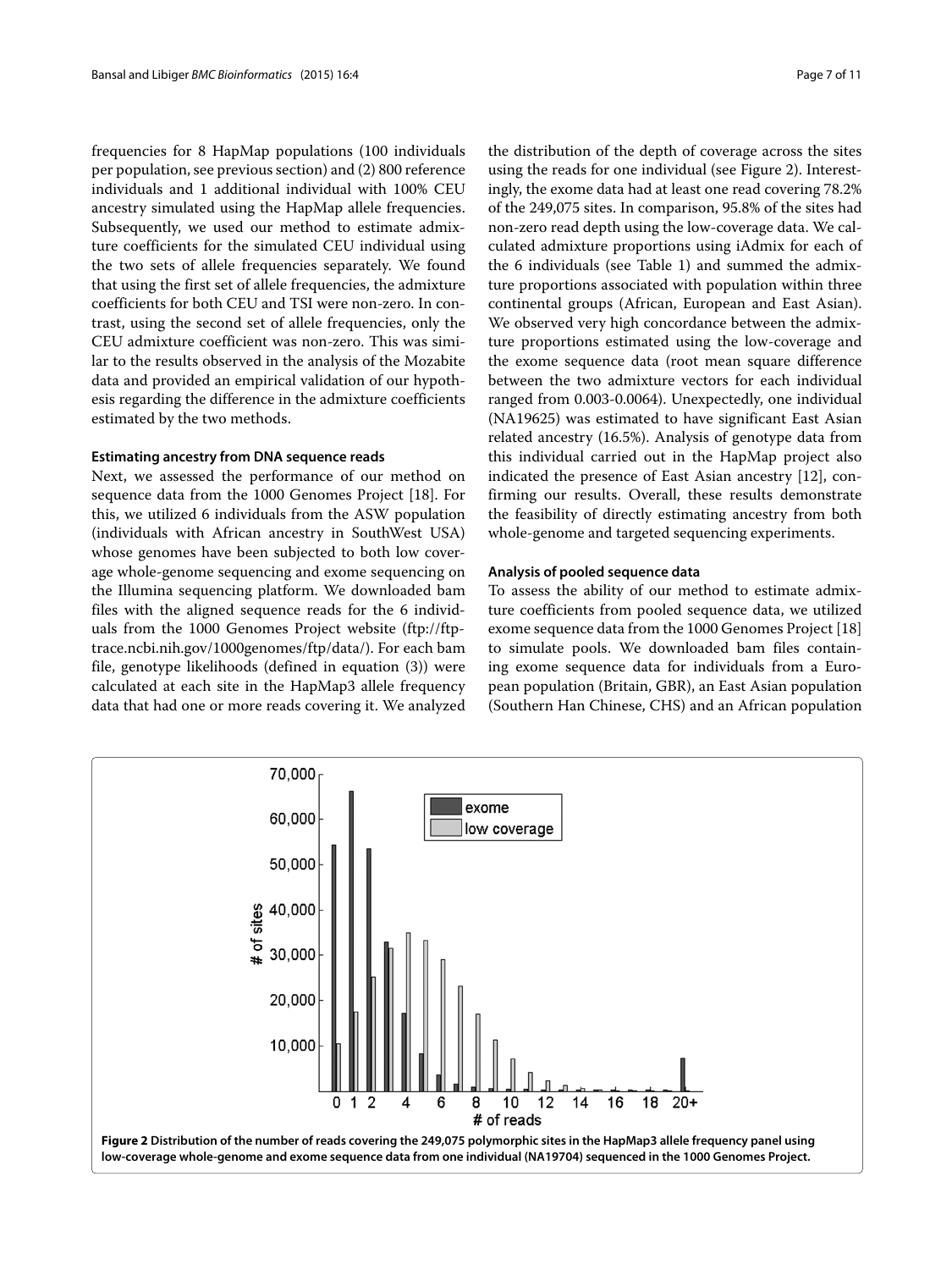frequencies for 8 HapMap populations (100 individuals per population, see previous section) and (2) 800 reference individuals and 1 additional individual with 100% CEU ancestry simulated using the HapMap allele frequencies. Subsequently, we used our method to estimate admixture coefficients for the simulated CEU individual using the two sets of allele frequencies separately. We found that using the first set of allele frequencies, the admixture coefficients for both CEU and TSI were non-zero. In contrast, using the second set of allele frequencies, only the CEU admixture coefficient was non-zero. This was similar to the results observed in the analysis of the Mozabite data and provided an empirical validation of our hypothesis regarding the difference in the admixture coefficients estimated by the two methods.

#### Estimating ancestry from DNA sequence reads

Next, we assessed the performance of our method on sequence data from the 1000 Genomes Project [18]. For this, we utilized 6 individuals from the ASW population (individuals with African ancestry in SouthWest USA) whose genomes have been subjected to both low coverage whole-genome sequencing and exome sequencing on the Illumina sequencing platform. We downloaded bam files with the aligned sequence reads for the 6 individuals from the 1000 Genomes Project website (ftp://ftp-trace.ncbi.nih.gov/1000genomes/ftp/data/). For each bam file, genotype likelihoods (defined in equation (3)) were calculated at each site in the HapMap3 allele frequency data that had one or more reads covering it. We analyzed the distribution of the depth of coverage across the sites using the reads for one individual (see Figure 2). Interestingly, the exome data had at least one read covering 78.2% of the 249,075 sites. In comparison, 95.8% of the sites had non-zero read depth using the low-coverage data. We calculated admixture proportions using iAdmix for each of the 6 individuals (see Table 1) and summed the admixture proportions associated with population within three continental groups (African, European and East Asian). We observed very high concordance between the admixture proportions estimated using the low-coverage and the exome sequence data (root mean square difference between the two admixture vectors for each individual ranged from 0.003-0.0064). Unexpectedly, one individual (NA19625) was estimated to have significant East Asian related ancestry (16.5%). Analysis of genotype data from this individual carried out in the HapMap project also indicated the presence of East Asian ancestry [12], confirming our results. Overall, these results demonstrate the feasibility of directly estimating ancestry from both whole-genome and targeted sequencing experiments.

#### Analysis of pooled sequence data

To assess the ability of our method to estimate admixture coefficients from pooled sequence data, we utilized exome sequence data from the 1000 Genomes Project [18] to simulate pools. We downloaded bam files containing exome sequence data for individuals from a European population (Britain, GBR), an East Asian population (Southern Han Chinese, CHS) and an African population

**Figure 2 Distribution of the number of reads covering the 249,075 polymorphic sites in the HapMap3 allele frequency panel using low-coverage whole-genome and exome sequence data from one individual (NA19704) sequenced in the 1000 Genomes Project.**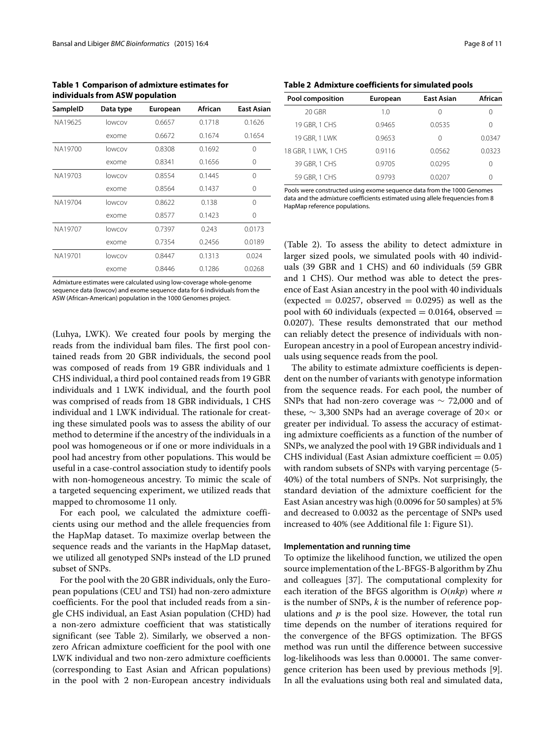**Table 1 Comparison of admixture estimates for individuals from ASW population**

| SampleID | Data type | European | African | East Asian |
|---|---|---|---|---|
| NA19625 | lowcov | 0.6657 | 0.1718 | 0.1626 |
| | exome | 0.6672 | 0.1674 | 0.1654 |
| NA19700 | lowcov | 0.8308 | 0.1692 | 0 |
| | exome | 0.8341 | 0.1656 | 0 |
| NA19703 | lowcov | 0.8554 | 0.1445 | 0 |
| | exome | 0.8564 | 0.1437 | 0 |
| NA19704 | lowcov | 0.8622 | 0.138 | 0 |
| | exome | 0.8577 | 0.1423 | 0 |
| NA19707 | lowcov | 0.7397 | 0.243 | 0.0173 |
| | exome | 0.7354 | 0.2456 | 0.0189 |
| NA19701 | lowcov | 0.8447 | 0.1313 | 0.024 |
| | exome | 0.8446 | 0.1286 | 0.0268 |

Admixture estimates were calculated using low-coverage whole-genome sequence data (lowcov) and exome sequence data for 6 individuals from the ASW (African-American) population in the 1000 Genomes project.

(Luhya, LWK). We created four pools by merging the reads from the individual bam files. The first pool contained reads from 20 GBR individuals, the second pool was composed of reads from 19 GBR individuals and 1 CHS individual, a third pool contained reads from 19 GBR individuals and 1 LWK individual, and the fourth pool was comprised of reads from 18 GBR individuals, 1 CHS individual and 1 LWK individual. The rationale for creating these simulated pools was to assess the ability of our method to determine if the ancestry of the individuals in a pool was homogeneous or if one or more individuals in a pool had ancestry from other populations. This would be useful in a case-control association study to identify pools with non-homogeneous ancestry. To mimic the scale of a targeted sequencing experiment, we utilized reads that mapped to chromosome 11 only.

For each pool, we calculated the admixture coefficients using our method and the allele frequencies from the HapMap dataset. To maximize overlap between the sequence reads and the variants in the HapMap dataset, we utilized all genotyped SNPs instead of the LD pruned subset of SNPs.

For the pool with the 20 GBR individuals, only the European populations (CEU and TSI) had non-zero admixture coefficients. For the pool that included reads from a single CHS individual, an East Asian population (CHD) had a non-zero admixture coefficient that was statistically significant (see Table 2). Similarly, we observed a non-zero African admixture coefficient for the pool with one LWK individual and two non-zero admixture coefficients (corresponding to East Asian and African populations) in the pool with 2 non-European ancestry individuals

**Table 2 Admixture coefficients for simulated pools**

| Pool composition | European | East Asian | African |
|---|---|---|---|
| 20 GBR | 1.0 | 0 | 0 |
| 19 GBR, 1 CHS | 0.9465 | 0.0535 | 0 |
| 19 GBR, 1 LWK | 0.9653 | 0 | 0.0347 |
| 18 GBR, 1 LWK, 1 CHS | 0.9116 | 0.0562 | 0.0323 |
| 39 GBR, 1 CHS | 0.9705 | 0.0295 | 0 |
| 59 GBR, 1 CHS | 0.9793 | 0.0207 | 0 |

Pools were constructed using exome sequence data from the 1000 Genomes data and the admixture coefficients estimated using allele frequencies from 8 HapMap reference populations.

(Table 2). To assess the ability to detect admixture in larger sized pools, we simulated pools with 40 individuals (39 GBR and 1 CHS) and 60 individuals (59 GBR and 1 CHS). Our method was able to detect the presence of East Asian ancestry in the pool with 40 individuals (expected = 0.0257, observed = 0.0295) as well as the pool with 60 individuals (expected = 0.0164, observed = 0.0207). These results demonstrated that our method can reliably detect the presence of individuals with non-European ancestry in a pool of European ancestry individuals using sequence reads from the pool.

The ability to estimate admixture coefficients is dependent on the number of variants with genotype information from the sequence reads. For each pool, the number of SNPs that had non-zero coverage was $\sim$ 72,000 and of these, $\sim$ 3,300 SNPs had an average coverage of $20\times$ or greater per individual. To assess the accuracy of estimating admixture coefficients as a function of the number of SNPs, we analyzed the pool with 19 GBR individuals and 1 CHS individual (East Asian admixture coefficient = 0.05) with random subsets of SNPs with varying percentage (5-40%) of the total numbers of SNPs. Not surprisingly, the standard deviation of the admixture coefficient for the East Asian ancestry was high (0.0096 for 50 samples) at 5% and decreased to 0.0032 as the percentage of SNPs used increased to 40% (see Additional file 1: Figure S1).

#### Implementation and running time

To optimize the likelihood function, we utilized the open source implementation of the L-BFGS-B algorithm by Zhu and colleagues [37]. The computational complexity for each iteration of the BFGS algorithm is $O(nkp)$ where $n$ is the number of SNPs, $k$ is the number of reference populations and $p$ is the pool size. However, the total run time depends on the number of iterations required for the convergence of the BFGS optimization. The BFGS method was run until the difference between successive log-likelihoods was less than 0.00001. The same convergence criterion has been used by previous methods [9]. In all the evaluations using both real and simulated data,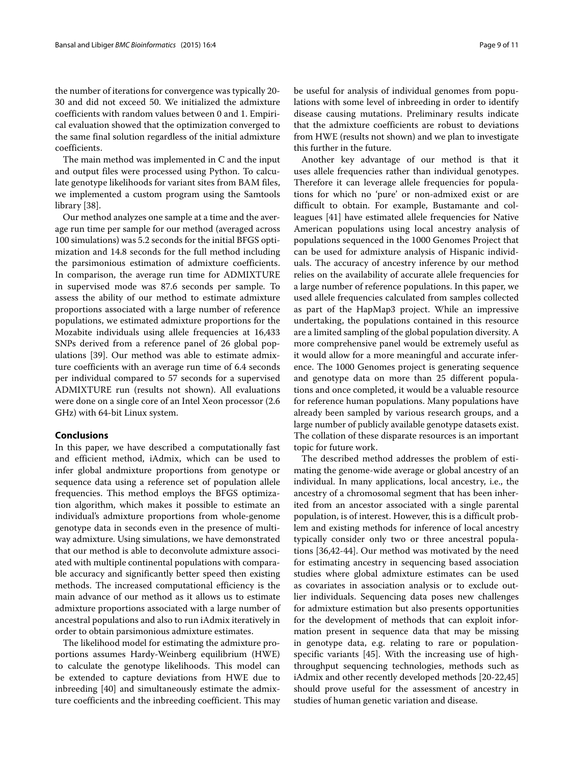the number of iterations for convergence was typically 20-30 and did not exceed 50. We initialized the admixture coefficients with random values between 0 and 1. Empirical evaluation showed that the optimization converged to the same final solution regardless of the initial admixture coefficients.

The main method was implemented in C and the input and output files were processed using Python. To calculate genotype likelihoods for variant sites from BAM files, we implemented a custom program using the Samtools library [38].

Our method analyzes one sample at a time and the average run time per sample for our method (averaged across 100 simulations) was 5.2 seconds for the initial BFGS optimization and 14.8 seconds for the full method including the parsimonious estimation of admixture coefficients. In comparison, the average run time for ADMIXTURE in supervised mode was 87.6 seconds per sample. To assess the ability of our method to estimate admixture proportions associated with a large number of reference populations, we estimated admixture proportions for the Mozabite individuals using allele frequencies at 16,433 SNPs derived from a reference panel of 26 global populations [39]. Our method was able to estimate admixture coefficients with an average run time of 6.4 seconds per individual compared to 57 seconds for a supervised ADMIXTURE run (results not shown). All evaluations were done on a single core of an Intel Xeon processor (2.6 GHz) with 64-bit Linux system.

## Conclusions

In this paper, we have described a computationally fast and efficient method, iAdmix, which can be used to infer global andmixture proportions from genotype or sequence data using a reference set of population allele frequencies. This method employs the BFGS optimization algorithm, which makes it possible to estimate an individual's admixture proportions from whole-genome genotype data in seconds even in the presence of multi-way admixture. Using simulations, we have demonstrated that our method is able to deconvolute admixture associated with multiple continental populations with comparable accuracy and significantly better speed then existing methods. The increased computational efficiency is the main advance of our method as it allows us to estimate admixture proportions associated with a large number of ancestral populations and also to run iAdmix iteratively in order to obtain parsimonious admixture estimates.

The likelihood model for estimating the admixture proportions assumes Hardy-Weinberg equilibrium (HWE) to calculate the genotype likelihoods. This model can be extended to capture deviations from HWE due to inbreeding [40] and simultaneously estimate the admixture coefficients and the inbreeding coefficient. This may be useful for analysis of individual genomes from populations with some level of inbreeding in order to identify disease causing mutations. Preliminary results indicate that the admixture coefficients are robust to deviations from HWE (results not shown) and we plan to investigate this further in the future.

Another key advantage of our method is that it uses allele frequencies rather than individual genotypes. Therefore it can leverage allele frequencies for populations for which no 'pure' or non-admixed exist or are difficult to obtain. For example, Bustamante and colleagues [41] have estimated allele frequencies for Native American populations using local ancestry analysis of populations sequenced in the 1000 Genomes Project that can be used for admixture analysis of Hispanic individuals. The accuracy of ancestry inference by our method relies on the availability of accurate allele frequencies for a large number of reference populations. In this paper, we used allele frequencies calculated from samples collected as part of the HapMap3 project. While an impressive undertaking, the populations contained in this resource are a limited sampling of the global population diversity. A more comprehensive panel would be extremely useful as it would allow for a more meaningful and accurate inference. The 1000 Genomes project is generating sequence and genotype data on more than 25 different populations and once completed, it would be a valuable resource for reference human populations. Many populations have already been sampled by various research groups, and a large number of publicly available genotype datasets exist. The collation of these disparate resources is an important topic for future work.

The described method addresses the problem of estimating the genome-wide average or global ancestry of an individual. In many applications, local ancestry, i.e., the ancestry of a chromosomal segment that has been inherited from an ancestor associated with a single parental population, is of interest. However, this is a difficult problem and existing methods for inference of local ancestry typically consider only two or three ancestral populations [36,42-44]. Our method was motivated by the need for estimating ancestry in sequencing based association studies where global admixture estimates can be used as covariates in association analysis or to exclude outlier individuals. Sequencing data poses new challenges for admixture estimation but also presents opportunities for the development of methods that can exploit information present in sequence data that may be missing in genotype data, e.g. relating to rare or population-specific variants [45]. With the increasing use of high-throughput sequencing technologies, methods such as iAdmix and other recently developed methods [20-22,45] should prove useful for the assessment of ancestry in studies of human genetic variation and disease.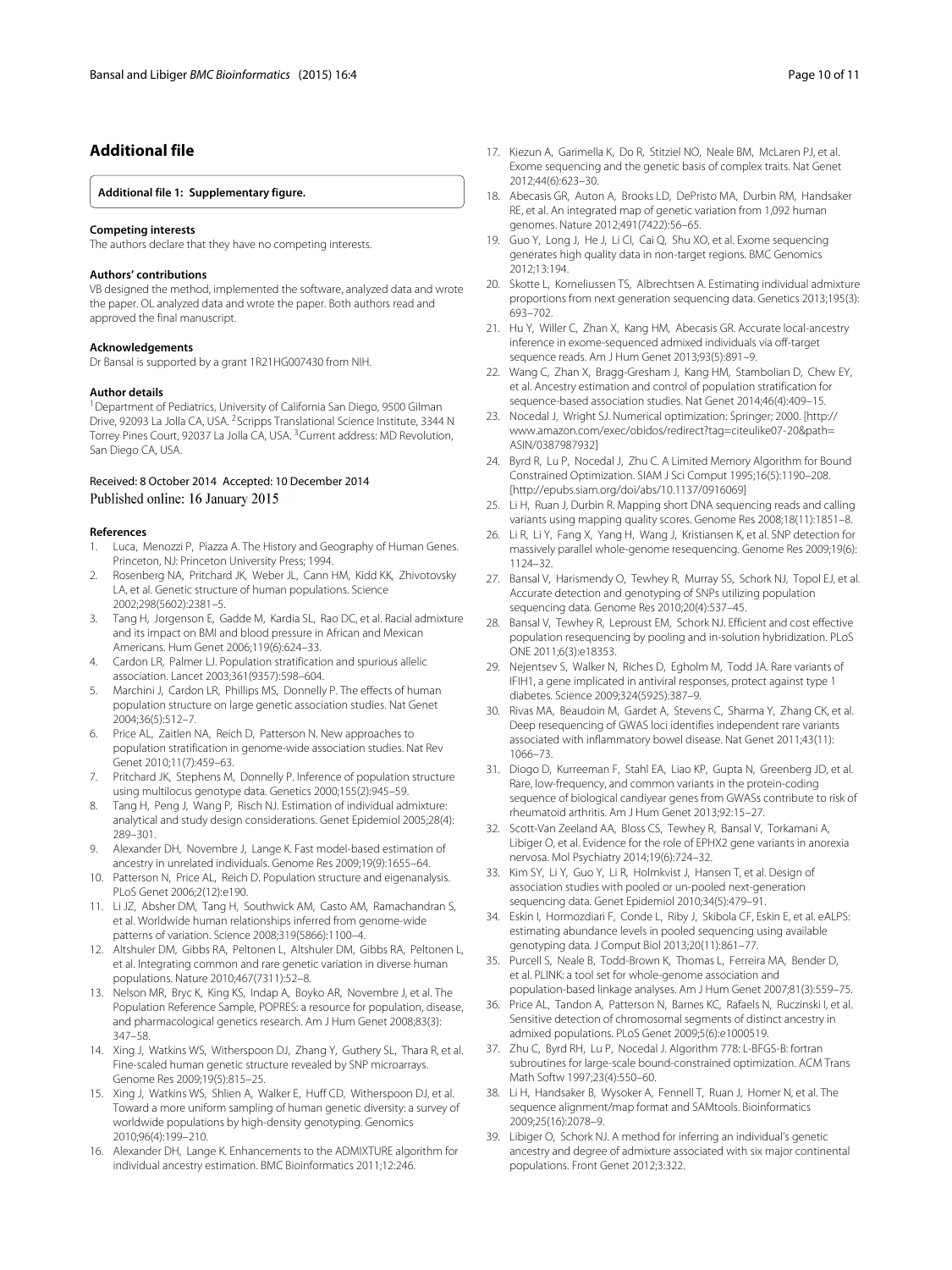## Additional file

**Additional file 1: Supplementary figure.**

#### Competing interests

The authors declare that they have no competing interests.

#### Authors' contributions

VB designed the method, implemented the software, analyzed data and wrote the paper. OL analyzed data and wrote the paper. Both authors read and approved the final manuscript.

#### Acknowledgements

Dr Bansal is supported by a grant 1R21HG007430 from NIH.

#### Author details

[1]Department of Pediatrics, University of California San Diego, 9500 Gilman Drive, 92093 La Jolla CA, USA. [2]Scripps Translational Science Institute, 3344 N Torrey Pines Court, 92037 La Jolla CA, USA. [3]Current address: MD Revolution, San Diego CA, USA.

Received: 8 October 2014 Accepted: 10 December 2014
Published online: 16 January 2015

#### References

1. Luca, Menozzi P, Piazza A. The History and Geography of Human Genes. Princeton, NJ: Princeton University Press; 1994.
2. Rosenberg NA, Pritchard JK, Weber JL, Cann HM, Kidd KK, Zhivotovsky LA, et al. Genetic structure of human populations. Science 2002;298(5602):2381–5.
3. Tang H, Jorgenson E, Gadde M, Kardia SL, Rao DC, et al. Racial admixture and its impact on BMI and blood pressure in African and Mexican Americans. Hum Genet 2006;119(6):624–33.
4. Cardon LR, Palmer LJ. Population stratification and spurious allelic association. Lancet 2003;361(9357):598–604.
5. Marchini J, Cardon LR, Phillips MS, Donnelly P. The effects of human population structure on large genetic association studies. Nat Genet 2004;36(5):512–7.
6. Price AL, Zaitlen NA, Reich D, Patterson N. New approaches to population stratification in genome-wide association studies. Nat Rev Genet 2010;11(7):459–63.
7. Pritchard JK, Stephens M, Donnelly P. Inference of population structure using multilocus genotype data. Genetics 2000;155(2):945–59.
8. Tang H, Peng J, Wang P, Risch NJ. Estimation of individual admixture: analytical and study design considerations. Genet Epidemiol 2005;28(4): 289–301.
9. Alexander DH, Novembre J, Lange K. Fast model-based estimation of ancestry in unrelated individuals. Genome Res 2009;19(9):1655–64.
10. Patterson N, Price AL, Reich D. Population structure and eigenanalysis. PLoS Genet 2006;2(12):e190.
11. Li JZ, Absher DM, Tang H, Southwick AM, Casto AM, Ramachandran S, et al. Worldwide human relationships inferred from genome-wide patterns of variation. Science 2008;319(5866):1100–4.
12. Altshuler DM, Gibbs RA, Peltonen L, Altshuler DM, Gibbs RA, Peltonen L, et al. Integrating common and rare genetic variation in diverse human populations. Nature 2010;467(7311):52–8.
13. Nelson MR, Bryc K, King KS, Indap A, Boyko AR, Novembre J, et al. The Population Reference Sample, POPRES: a resource for population, disease, and pharmacological genetics research. Am J Hum Genet 2008;83(3): 347–58.
14. Xing J, Watkins WS, Witherspoon DJ, Zhang Y, Guthery SL, Thara R, et al. Fine-scaled human genetic structure revealed by SNP microarrays. Genome Res 2009;19(5):815–25.
15. Xing J, Watkins WS, Shlien A, Walker E, Huff CD, Witherspoon DJ, et al. Toward a more uniform sampling of human genetic diversity: a survey of worldwide populations by high-density genotyping. Genomics 2010;96(4):199–210.
16. Alexander DH, Lange K. Enhancements to the ADMIXTURE algorithm for individual ancestry estimation. BMC Bioinformatics 2011;12:246.
17. Kiezun A, Garimella K, Do R, Stitziel NO, Neale BM, McLaren PJ, et al. Exome sequencing and the genetic basis of complex traits. Nat Genet 2012;44(6):623–30.
18. Abecasis GR, Auton A, Brooks LD, DePristo MA, Durbin RM, Handsaker RE, et al. An integrated map of genetic variation from 1,092 human genomes. Nature 2012;491(7422):56–65.
19. Guo Y, Long J, He J, Li CI, Cai Q, Shu XO, et al. Exome sequencing generates high quality data in non-target regions. BMC Genomics 2012;13:194.
20. Skotte L, Korneliussen TS, Albrechtsen A. Estimating individual admixture proportions from next generation sequencing data. Genetics 2013;195(3): 693–702.
21. Hu Y, Willer C, Zhan X, Kang HM, Abecasis GR. Accurate local-ancestry inference in exome-sequenced admixed individuals via off-target sequence reads. Am J Hum Genet 2013;93(5):891–9.
22. Wang C, Zhan X, Bragg-Gresham J, Kang HM, Stambolian D, Chew EY, et al. Ancestry estimation and control of population stratification for sequence-based association studies. Nat Genet 2014;46(4):409–15.
23. Nocedal J, Wright SJ. Numerical optimization: Springer; 2000. [http://www.amazon.com/exec/obidos/redirect?tag=citeulike07-20&path=ASIN/0387987932]
24. Byrd R, Lu P, Nocedal J, Zhu C. A Limited Memory Algorithm for Bound Constrained Optimization. SIAM J Sci Comput 1995;16(5):1190–208. [http://epubs.siam.org/doi/abs/10.1137/0916069]
25. Li H, Ruan J, Durbin R. Mapping short DNA sequencing reads and calling variants using mapping quality scores. Genome Res 2008;18(11):1851–8.
26. Li R, Li Y, Fang X, Yang H, Wang J, Kristiansen K, et al. SNP detection for massively parallel whole-genome resequencing. Genome Res 2009;19(6): 1124–32.
27. Bansal V, Harismendy O, Tewhey R, Murray SS, Schork NJ, Topol EJ, et al. Accurate detection and genotyping of SNPs utilizing population sequencing data. Genome Res 2010;20(4):537–45.
28. Bansal V, Tewhey R, Leproust EM, Schork NJ. Efficient and cost effective population resequencing by pooling and in-solution hybridization. PLoS ONE 2011;6(3):e18353.
29. Nejentsev S, Walker N, Riches D, Egholm M, Todd JA. Rare variants of IFIH1, a gene implicated in antiviral responses, protect against type 1 diabetes. Science 2009;324(5925):387–9.
30. Rivas MA, Beaudoin M, Gardet A, Stevens C, Sharma Y, Zhang CK, et al. Deep resequencing of GWAS loci identifies independent rare variants associated with inflammatory bowel disease. Nat Genet 2011;43(11): 1066–73.
31. Diogo D, Kurreeman F, Stahl EA, Liao KP, Gupta N, Greenberg JD, et al. Rare, low-frequency, and common variants in the protein-coding sequence of biological candiyear genes from GWASs contribute to risk of rheumatoid arthritis. Am J Hum Genet 2013;92:15–27.
32. Scott-Van Zeeland AA, Bloss CS, Tewhey R, Bansal V, Torkamani A, Libiger O, et al. Evidence for the role of EPHX2 gene variants in anorexia nervosa. Mol Psychiatry 2014;19(6):724–32.
33. Kim SY, Li Y, Guo Y, Li R, Holmkvist J, Hansen T, et al. Design of association studies with pooled or un-pooled next-generation sequencing data. Genet Epidemiol 2010;34(5):479–91.
34. Eskin I, Hormozdiari F, Conde L, Riby J, Skibola CF, Eskin E, et al. eALPS: estimating abundance levels in pooled sequencing using available genotyping data. J Comput Biol 2013;20(11):861–77.
35. Purcell S, Neale B, Todd-Brown K, Thomas L, Ferreira MA, Bender D, et al. PLINK: a tool set for whole-genome association and population-based linkage analyses. Am J Hum Genet 2007;81(3):559–75.
36. Price AL, Tandon A, Patterson N, Barnes KC, Rafaels N, Ruczinski I, et al. Sensitive detection of chromosomal segments of distinct ancestry in admixed populations. PLoS Genet 2009;5(6):e1000519.
37. Zhu C, Byrd RH, Lu P, Nocedal J. Algorithm 778: L-BFGS-B: fortran subroutines for large-scale bound-constrained optimization. ACM Trans Math Softw 1997;23(4):550–60.
38. Li H, Handsaker B, Wysoker A, Fennell T, Ruan J, Homer N, et al. The sequence alignment/map format and SAMtools. Bioinformatics 2009;25(16):2078–9.
39. Libiger O, Schork NJ. A method for inferring an individual's genetic ancestry and degree of admixture associated with six major continental populations. Front Genet 2012;3:322.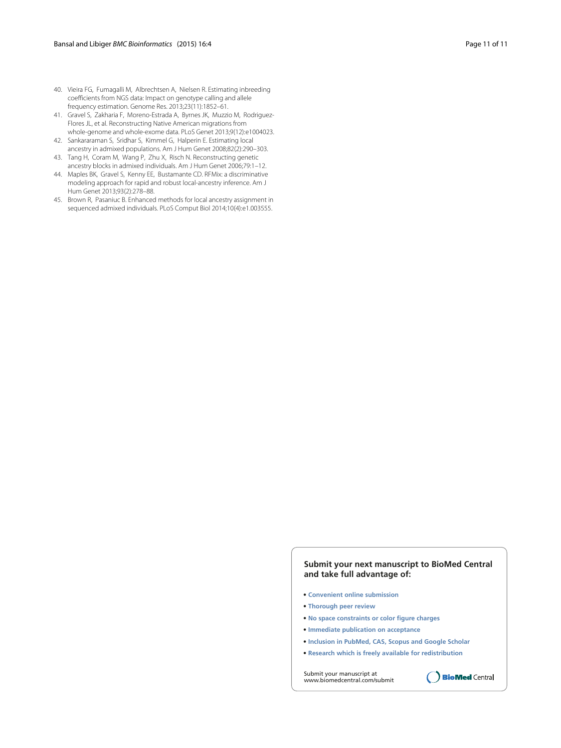40. Vieira FG, Fumagalli M, Albrechtsen A, Nielsen R. Estimating inbreeding coefficients from NGS data: Impact on genotype calling and allele frequency estimation. Genome Res. 2013;23(11):1852–61.
41. Gravel S, Zakharia F, Moreno-Estrada A, Byrnes JK, Muzzio M, Rodriguez-Flores JL, et al. Reconstructing Native American migrations from whole-genome and whole-exome data. PLoS Genet 2013;9(12):e1004023.
42. Sankararaman S, Sridhar S, Kimmel G, Halperin E. Estimating local ancestry in admixed populations. Am J Hum Genet 2008;82(2):290–303.
43. Tang H, Coram M, Wang P, Zhu X, Risch N. Reconstructing genetic ancestry blocks in admixed individuals. Am J Hum Genet 2006;79:1–12.
44. Maples BK, Gravel S, Kenny EE, Bustamante CD. RFMix: a discriminative modeling approach for rapid and robust local-ancestry inference. Am J Hum Genet 2013;93(2):278–88.
45. Brown R, Pasaniuc B. Enhanced methods for local ancestry assignment in sequenced admixed individuals. PLoS Comput Biol 2014;10(4):e1.003555.

**Submit your next manuscript to BioMed Central and take full advantage of:**

- **Convenient online submission**
- **Thorough peer review**
- **No space constraints or color figure charges**
- **Immediate publication on acceptance**
- **Inclusion in PubMed, CAS, Scopus and Google Scholar**
- **Research which is freely available for redistribution**

Submit your manuscript at
www.biomedcentral.com/submit

BioMed Central